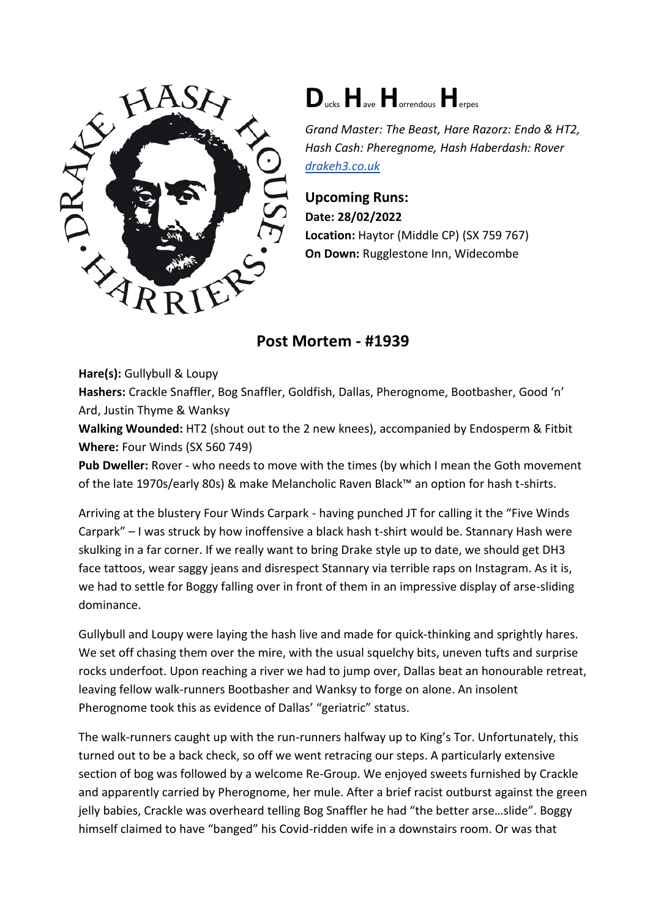# **D**ucks **H**ave **H**orrendous **H**erpes

*Grand Master: The Beast, Hare Razorz: Endo & HT2, Hash Cash: Pheregnome, Hash Haberdash: Rover*
[drakeh3.co.uk](drakeh3.co.uk)

**Upcoming Runs:**
**Date: 28/02/2022**
**Location:** Haytor (Middle CP) (SX 759 767)
**On Down:** Rugglestone Inn, Widecombe

## Post Mortem - #1939

**Hare(s):** Gullybull & Loupy
**Hashers:** Crackle Snaffler, Bog Snaffler, Goldfish, Dallas, Pherognome, Bootbasher, Good 'n' Ard, Justin Thyme & Wanksy
**Walking Wounded:** HT2 (shout out to the 2 new knees), accompanied by Endosperm & Fitbit
**Where:** Four Winds (SX 560 749)
**Pub Dweller:** Rover - who needs to move with the times (by which I mean the Goth movement of the late 1970s/early 80s) & make Melancholic Raven Black™ an option for hash t-shirts.

Arriving at the blustery Four Winds Carpark - having punched JT for calling it the "Five Winds Carpark" – I was struck by how inoffensive a black hash t-shirt would be. Stannary Hash were skulking in a far corner. If we really want to bring Drake style up to date, we should get DH3 face tattoos, wear saggy jeans and disrespect Stannary via terrible raps on Instagram. As it is, we had to settle for Boggy falling over in front of them in an impressive display of arse-sliding dominance.

Gullybull and Loupy were laying the hash live and made for quick-thinking and sprightly hares. We set off chasing them over the mire, with the usual squelchy bits, uneven tufts and surprise rocks underfoot. Upon reaching a river we had to jump over, Dallas beat an honourable retreat, leaving fellow walk-runners Bootbasher and Wanksy to forge on alone. An insolent Pherognome took this as evidence of Dallas' "geriatric" status.

The walk-runners caught up with the run-runners halfway up to King's Tor. Unfortunately, this turned out to be a back check, so off we went retracing our steps. A particularly extensive section of bog was followed by a welcome Re-Group. We enjoyed sweets furnished by Crackle and apparently carried by Pherognome, her mule. After a brief racist outburst against the green jelly babies, Crackle was overheard telling Bog Snaffler he had "the better arse…slide". Boggy himself claimed to have "banged" his Covid-ridden wife in a downstairs room. Or was that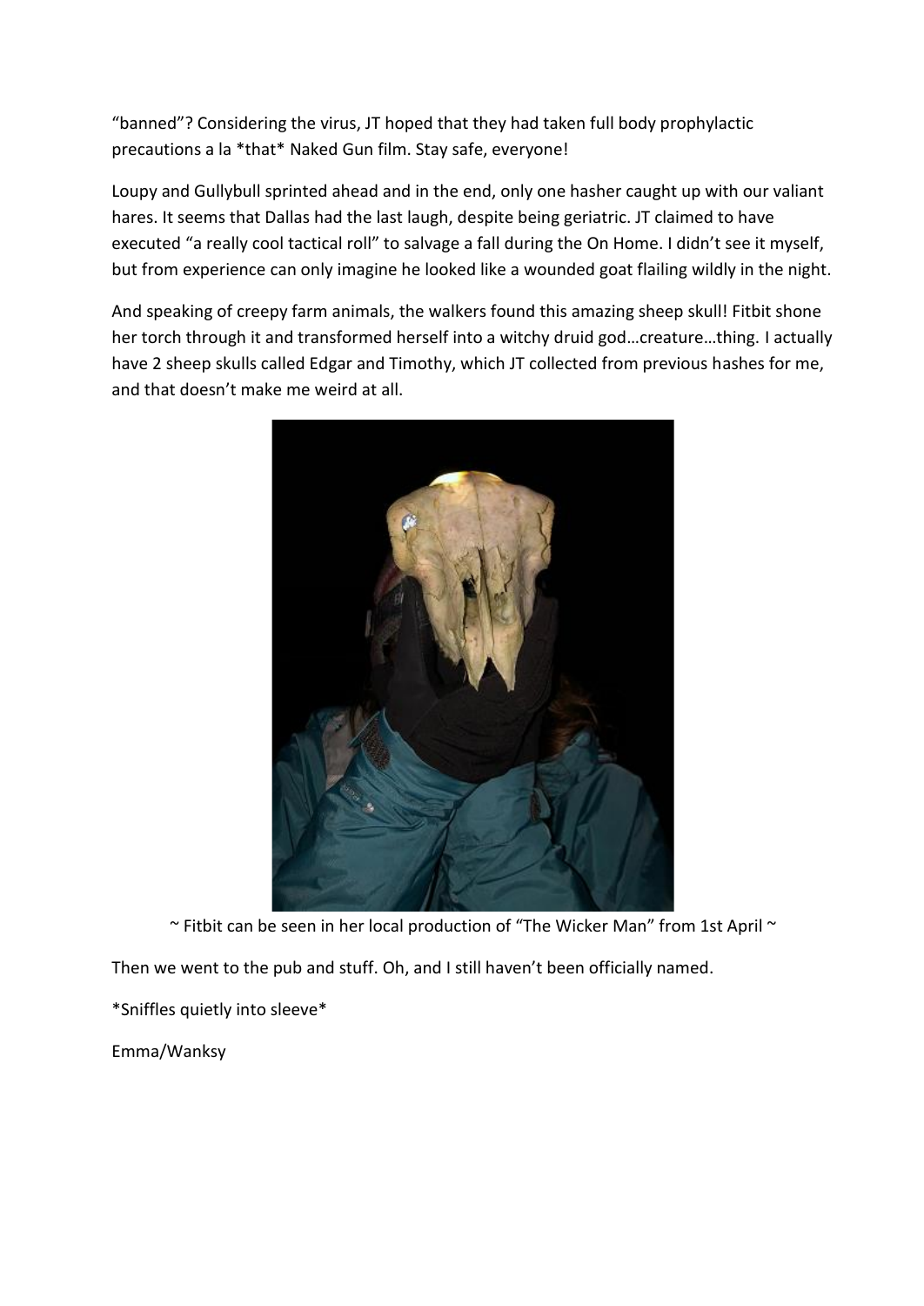“banned”? Considering the virus, JT hoped that they had taken full body prophylactic precautions a la *that* Naked Gun film. Stay safe, everyone!

Loupy and Gullybull sprinted ahead and in the end, only one hasher caught up with our valiant hares. It seems that Dallas had the last laugh, despite being geriatric. JT claimed to have executed “a really cool tactical roll” to salvage a fall during the On Home. I didn’t see it myself, but from experience can only imagine he looked like a wounded goat flailing wildly in the night.

And speaking of creepy farm animals, the walkers found this amazing sheep skull! Fitbit shone her torch through it and transformed herself into a witchy druid god…creature…thing. I actually have 2 sheep skulls called Edgar and Timothy, which JT collected from previous hashes for me, and that doesn’t make me weird at all.

~ Fitbit can be seen in her local production of “The Wicker Man” from 1st April ~

Then we went to the pub and stuff. Oh, and I still haven’t been officially named.

*Sniffles quietly into sleeve*

Emma/Wanksy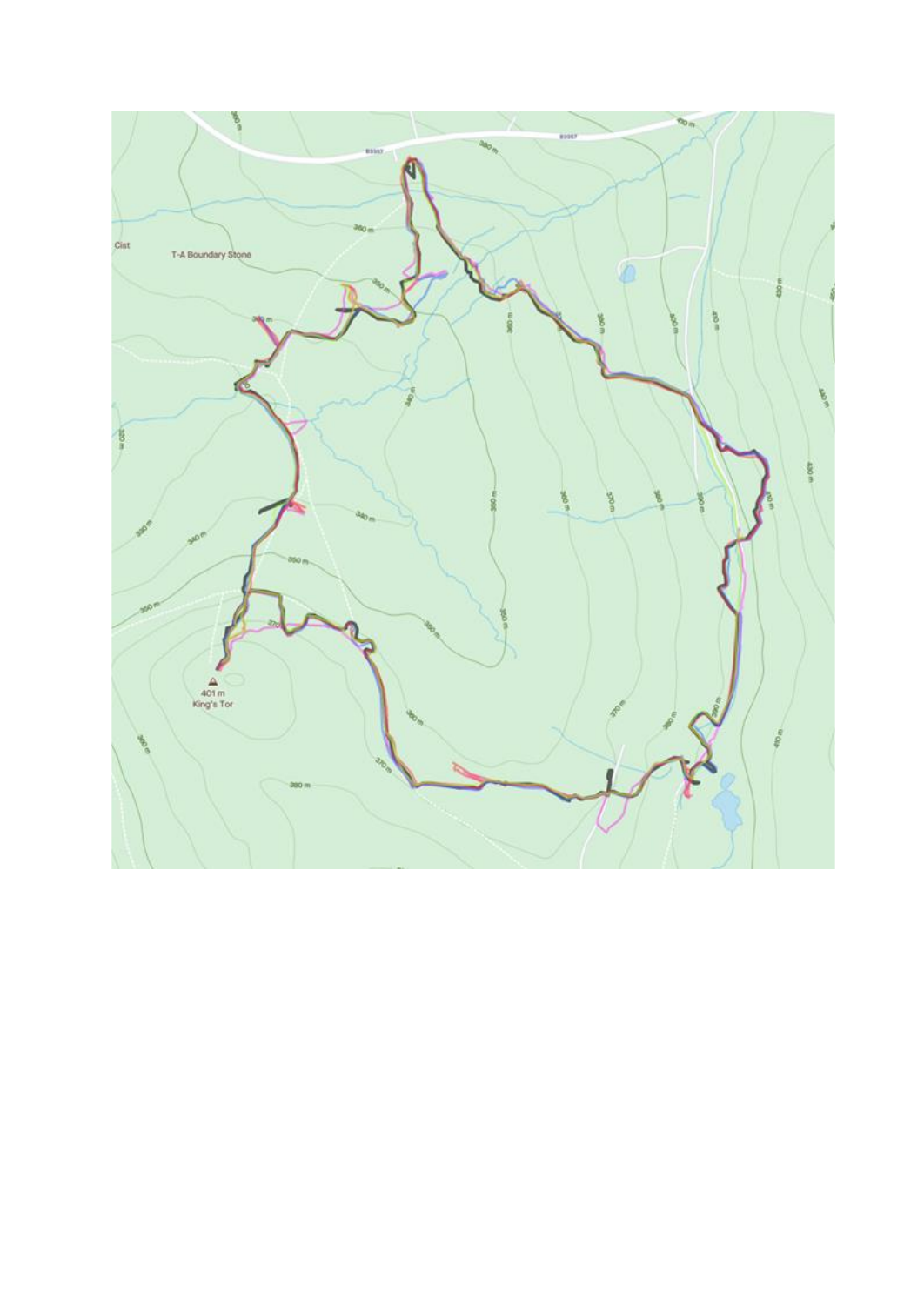B3357

Cist

T-A Boundary Stone

360 m

380 m

340 m

350 m

370 m

390 m

400 m

410 m

420 m

430 m

440 m

401 m

King's Tor